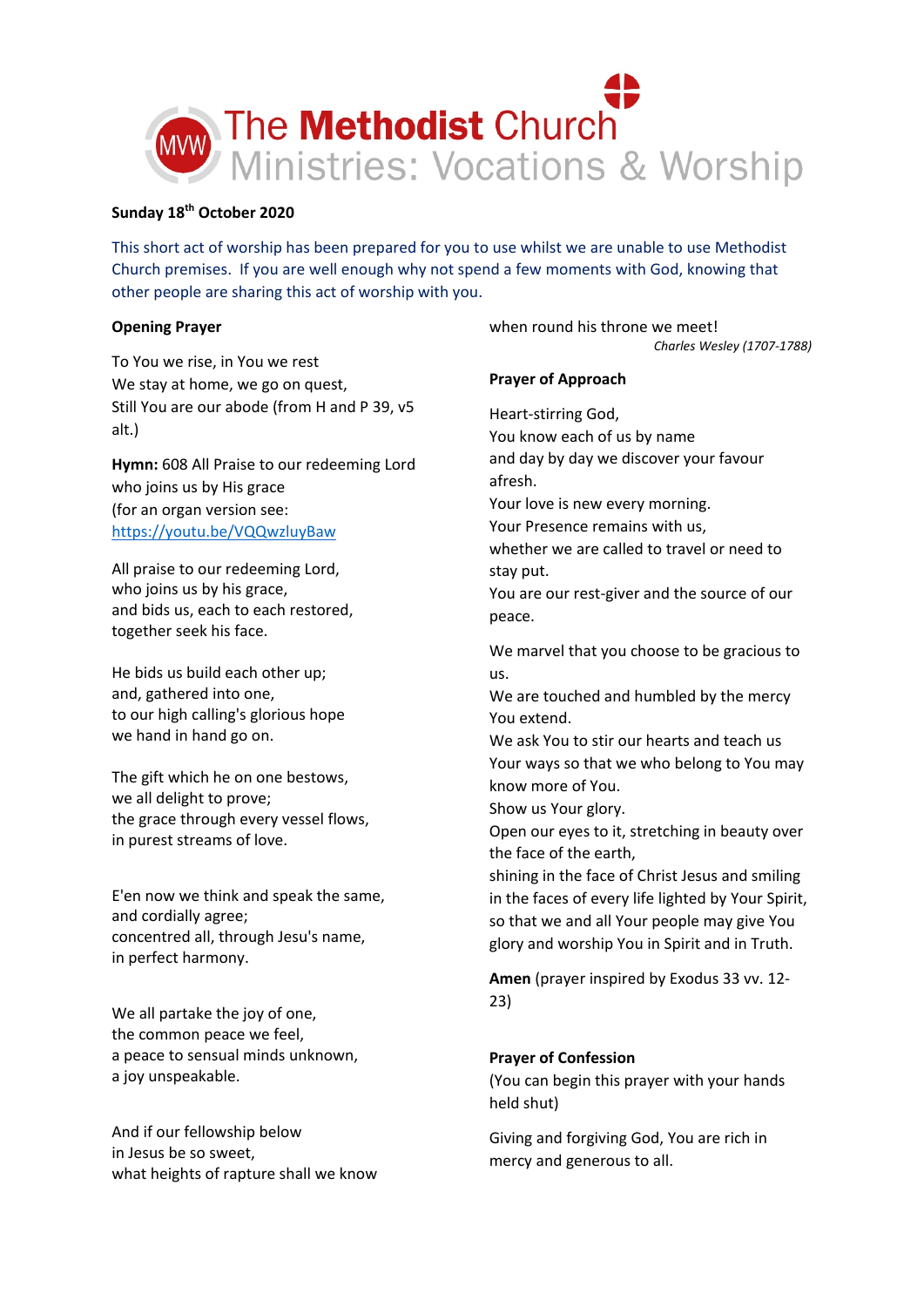# The Methodist Church
## Ministries: Vocations & Worship

**Sunday 18th October 2020**

This short act of worship has been prepared for you to use whilst we are unable to use Methodist Church premises. If you are well enough why not spend a few moments with God, knowing that other people are sharing this act of worship with you.

**Opening Prayer**

To You we rise, in You we rest
We stay at home, we go on quest,
Still You are our abode (from H and P 39, v5 alt.)

**Hymn:** 608 All Praise to our redeeming Lord who joins us by His grace
(for an organ version see: https://youtu.be/VQQwzluyBaw

All praise to our redeeming Lord,
who joins us by his grace,
and bids us, each to each restored,
together seek his face.

He bids us build each other up;
and, gathered into one,
to our high calling's glorious hope
we hand in hand go on.

The gift which he on one bestows,
we all delight to prove;
the grace through every vessel flows,
in purest streams of love.

E'en now we think and speak the same,
and cordially agree;
concentred all, through Jesu's name,
in perfect harmony.

We all partake the joy of one,
the common peace we feel,
a peace to sensual minds unknown,
a joy unspeakable.

And if our fellowship below
in Jesus be so sweet,
what heights of rapture shall we know
when round his throne we meet!

*Charles Wesley (1707-1788)*

**Prayer of Approach**

Heart-stirring God,
You know each of us by name
and day by day we discover your favour afresh.
Your love is new every morning.
Your Presence remains with us,
whether we are called to travel or need to stay put.
You are our rest-giver and the source of our peace.

We marvel that you choose to be gracious to us.
We are touched and humbled by the mercy You extend.
We ask You to stir our hearts and teach us Your ways so that we who belong to You may know more of You.
Show us Your glory.
Open our eyes to it, stretching in beauty over the face of the earth,
shining in the face of Christ Jesus and smiling in the faces of every life lighted by Your Spirit,
so that we and all Your people may give You glory and worship You in Spirit and in Truth.

**Amen** (prayer inspired by Exodus 33 vv. 12-23)

**Prayer of Confession**
(You can begin this prayer with your hands held shut)

Giving and forgiving God, You are rich in mercy and generous to all.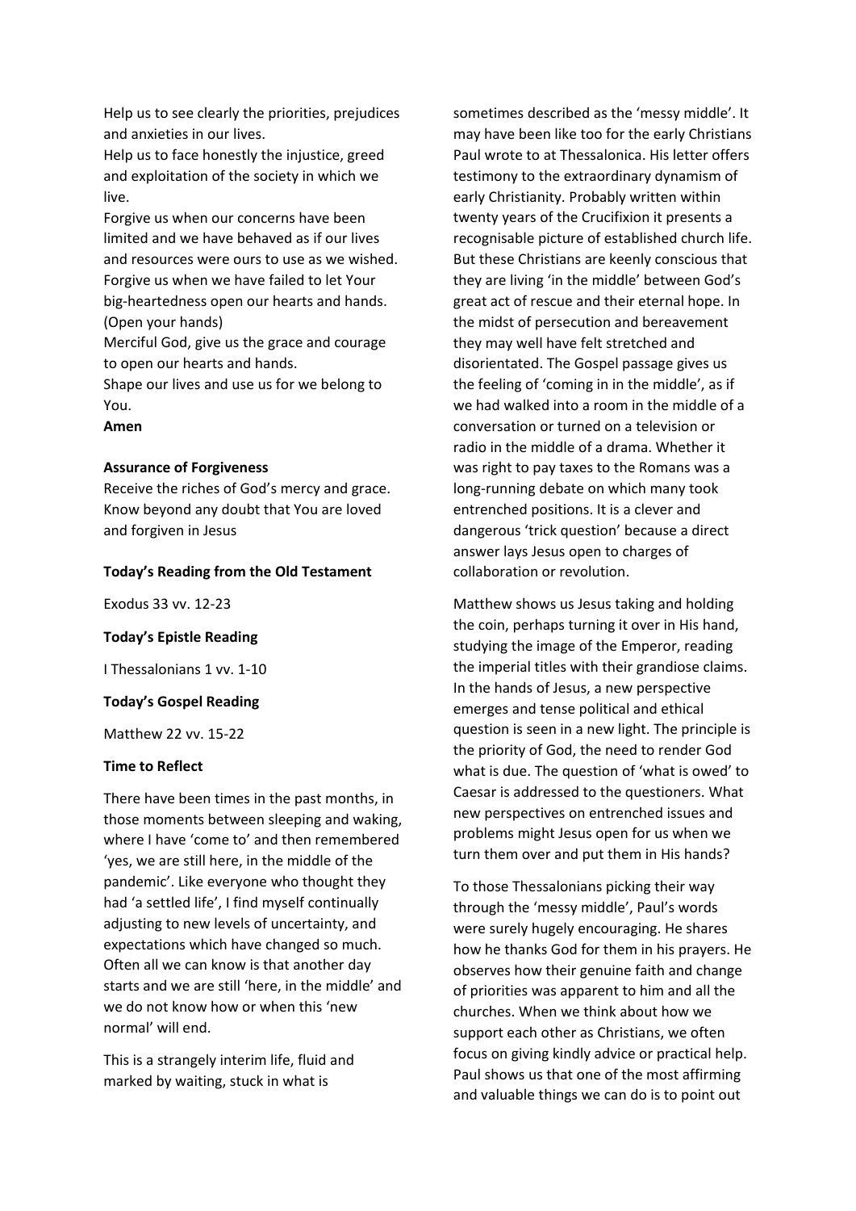Help us to see clearly the priorities, prejudices and anxieties in our lives.
Help us to face honestly the injustice, greed and exploitation of the society in which we live.
Forgive us when our concerns have been limited and we have behaved as if our lives and resources were ours to use as we wished.
Forgive us when we have failed to let Your big-heartedness open our hearts and hands.
(Open your hands)
Merciful God, give us the grace and courage to open our hearts and hands.
Shape our lives and use us for we belong to You.
**Amen**

**Assurance of Forgiveness**

Receive the riches of God's mercy and grace. Know beyond any doubt that You are loved and forgiven in Jesus

**Today's Reading from the Old Testament**

Exodus 33 vv. 12-23

**Today's Epistle Reading**

I Thessalonians 1 vv. 1-10

**Today's Gospel Reading**

Matthew 22 vv. 15-22

**Time to Reflect**

There have been times in the past months, in those moments between sleeping and waking, where I have 'come to' and then remembered 'yes, we are still here, in the middle of the pandemic'. Like everyone who thought they had 'a settled life', I find myself continually adjusting to new levels of uncertainty, and expectations which have changed so much. Often all we can know is that another day starts and we are still 'here, in the middle' and we do not know how or when this 'new normal' will end.

This is a strangely interim life, fluid and marked by waiting, stuck in what is sometimes described as the 'messy middle'. It may have been like too for the early Christians Paul wrote to at Thessalonica. His letter offers testimony to the extraordinary dynamism of early Christianity. Probably written within twenty years of the Crucifixion it presents a recognisable picture of established church life. But these Christians are keenly conscious that they are living 'in the middle' between God's great act of rescue and their eternal hope. In the midst of persecution and bereavement they may well have felt stretched and disorientated. The Gospel passage gives us the feeling of 'coming in in the middle', as if we had walked into a room in the middle of a conversation or turned on a television or radio in the middle of a drama. Whether it was right to pay taxes to the Romans was a long-running debate on which many took entrenched positions. It is a clever and dangerous 'trick question' because a direct answer lays Jesus open to charges of collaboration or revolution.

Matthew shows us Jesus taking and holding the coin, perhaps turning it over in His hand, studying the image of the Emperor, reading the imperial titles with their grandiose claims. In the hands of Jesus, a new perspective emerges and tense political and ethical question is seen in a new light. The principle is the priority of God, the need to render God what is due. The question of 'what is owed' to Caesar is addressed to the questioners. What new perspectives on entrenched issues and problems might Jesus open for us when we turn them over and put them in His hands?

To those Thessalonians picking their way through the 'messy middle', Paul's words were surely hugely encouraging. He shares how he thanks God for them in his prayers. He observes how their genuine faith and change of priorities was apparent to him and all the churches. When we think about how we support each other as Christians, we often focus on giving kindly advice or practical help. Paul shows us that one of the most affirming and valuable things we can do is to point out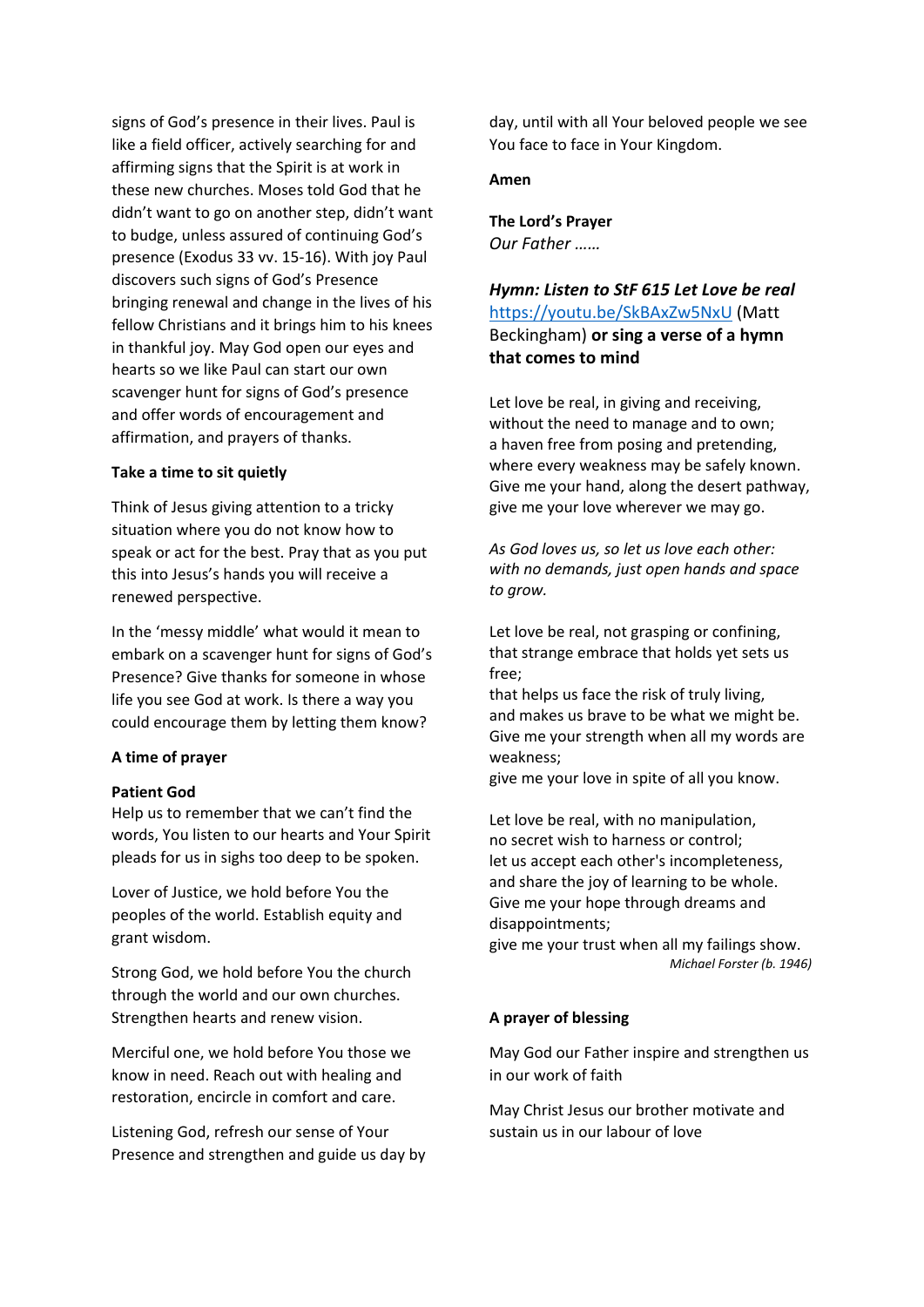signs of God's presence in their lives. Paul is like a field officer, actively searching for and affirming signs that the Spirit is at work in these new churches. Moses told God that he didn't want to go on another step, didn't want to budge, unless assured of continuing God's presence (Exodus 33 vv. 15-16). With joy Paul discovers such signs of God's Presence bringing renewal and change in the lives of his fellow Christians and it brings him to his knees in thankful joy. May God open our eyes and hearts so we like Paul can start our own scavenger hunt for signs of God's presence and offer words of encouragement and affirmation, and prayers of thanks.

**Take a time to sit quietly**

Think of Jesus giving attention to a tricky situation where you do not know how to speak or act for the best. Pray that as you put this into Jesus's hands you will receive a renewed perspective.

In the 'messy middle' what would it mean to embark on a scavenger hunt for signs of God's Presence? Give thanks for someone in whose life you see God at work. Is there a way you could encourage them by letting them know?

**A time of prayer**

**Patient God**
Help us to remember that we can't find the words, You listen to our hearts and Your Spirit pleads for us in sighs too deep to be spoken.

Lover of Justice, we hold before You the peoples of the world. Establish equity and grant wisdom.

Strong God, we hold before You the church through the world and our own churches. Strengthen hearts and renew vision.

Merciful one, we hold before You those we know in need. Reach out with healing and restoration, encircle in comfort and care.

Listening God, refresh our sense of Your Presence and strengthen and guide us day by day, until with all Your beloved people we see You face to face in Your Kingdom.

**Amen**

**The Lord's Prayer**
*Our Father ……*

***Hymn: Listen to StF 615 Let Love be real*** [https://youtu.be/SkBAxZw5NxU](https://youtu.be/SkBAxZw5NxU) (Matt Beckingham) **or sing a verse of a hymn that comes to mind**

Let love be real, in giving and receiving,
without the need to manage and to own;
a haven free from posing and pretending,
where every weakness may be safely known.
Give me your hand, along the desert pathway,
give me your love wherever we may go.

*As God loves us, so let us love each other:*
*with no demands, just open hands and space to grow.*

Let love be real, not grasping or confining,
that strange embrace that holds yet sets us free;
that helps us face the risk of truly living,
and makes us brave to be what we might be.
Give me your strength when all my words are weakness;
give me your love in spite of all you know.

Let love be real, with no manipulation,
no secret wish to harness or control;
let us accept each other's incompleteness,
and share the joy of learning to be whole.
Give me your hope through dreams and disappointments;
give me your trust when all my failings show.

*Michael Forster (b. 1946)*

**A prayer of blessing**

May God our Father inspire and strengthen us in our work of faith

May Christ Jesus our brother motivate and sustain us in our labour of love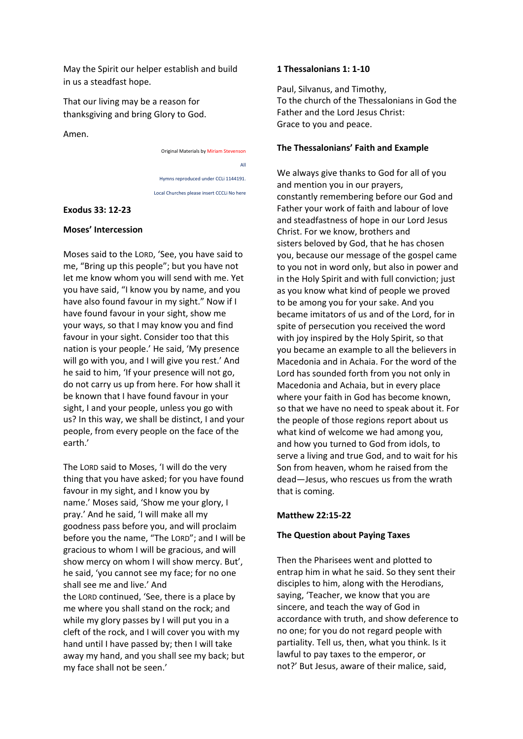May the Spirit our helper establish and build in us a steadfast hope.

That our living may be a reason for thanksgiving and bring Glory to God.

Amen.

Original Materials by Miriam Stevenson

All

Hymns reproduced under CCLi 1144191.

Local Churches please insert CCCLi No here

**Exodus 33: 12-23**

**Moses' Intercession**

Moses said to the LORD, 'See, you have said to me, "Bring up this people"; but you have not let me know whom you will send with me. Yet you have said, "I know you by name, and you have also found favour in my sight." Now if I have found favour in your sight, show me your ways, so that I may know you and find favour in your sight. Consider too that this nation is your people.' He said, 'My presence will go with you, and I will give you rest.' And he said to him, 'If your presence will not go, do not carry us up from here. For how shall it be known that I have found favour in your sight, I and your people, unless you go with us? In this way, we shall be distinct, I and your people, from every people on the face of the earth.'

The LORD said to Moses, 'I will do the very thing that you have asked; for you have found favour in my sight, and I know you by name.' Moses said, 'Show me your glory, I pray.' And he said, 'I will make all my goodness pass before you, and will proclaim before you the name, "The LORD"; and I will be gracious to whom I will be gracious, and will show mercy on whom I will show mercy. But', he said, 'you cannot see my face; for no one shall see me and live.' And the LORD continued, 'See, there is a place by me where you shall stand on the rock; and while my glory passes by I will put you in a cleft of the rock, and I will cover you with my hand until I have passed by; then I will take away my hand, and you shall see my back; but my face shall not be seen.'

**1 Thessalonians 1: 1-10**

Paul, Silvanus, and Timothy,
To the church of the Thessalonians in God the Father and the Lord Jesus Christ:
Grace to you and peace.

**The Thessalonians' Faith and Example**

We always give thanks to God for all of you and mention you in our prayers, constantly remembering before our God and Father your work of faith and labour of love and steadfastness of hope in our Lord Jesus Christ. For we know, brothers and sisters beloved by God, that he has chosen you, because our message of the gospel came to you not in word only, but also in power and in the Holy Spirit and with full conviction; just as you know what kind of people we proved to be among you for your sake. And you became imitators of us and of the Lord, for in spite of persecution you received the word with joy inspired by the Holy Spirit, so that you became an example to all the believers in Macedonia and in Achaia. For the word of the Lord has sounded forth from you not only in Macedonia and Achaia, but in every place where your faith in God has become known, so that we have no need to speak about it. For the people of those regions report about us what kind of welcome we had among you, and how you turned to God from idols, to serve a living and true God, and to wait for his Son from heaven, whom he raised from the dead—Jesus, who rescues us from the wrath that is coming.

**Matthew 22:15-22**

**The Question about Paying Taxes**

Then the Pharisees went and plotted to entrap him in what he said. So they sent their disciples to him, along with the Herodians, saying, 'Teacher, we know that you are sincere, and teach the way of God in accordance with truth, and show deference to no one; for you do not regard people with partiality. Tell us, then, what you think. Is it lawful to pay taxes to the emperor, or not?' But Jesus, aware of their malice, said,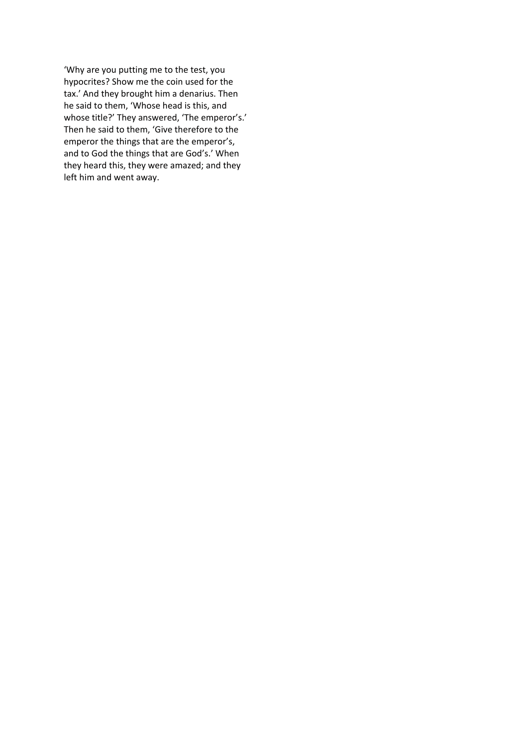'Why are you putting me to the test, you hypocrites? Show me the coin used for the tax.' And they brought him a denarius. Then he said to them, 'Whose head is this, and whose title?' They answered, 'The emperor's.' Then he said to them, 'Give therefore to the emperor the things that are the emperor's, and to God the things that are God's.' When they heard this, they were amazed; and they left him and went away.